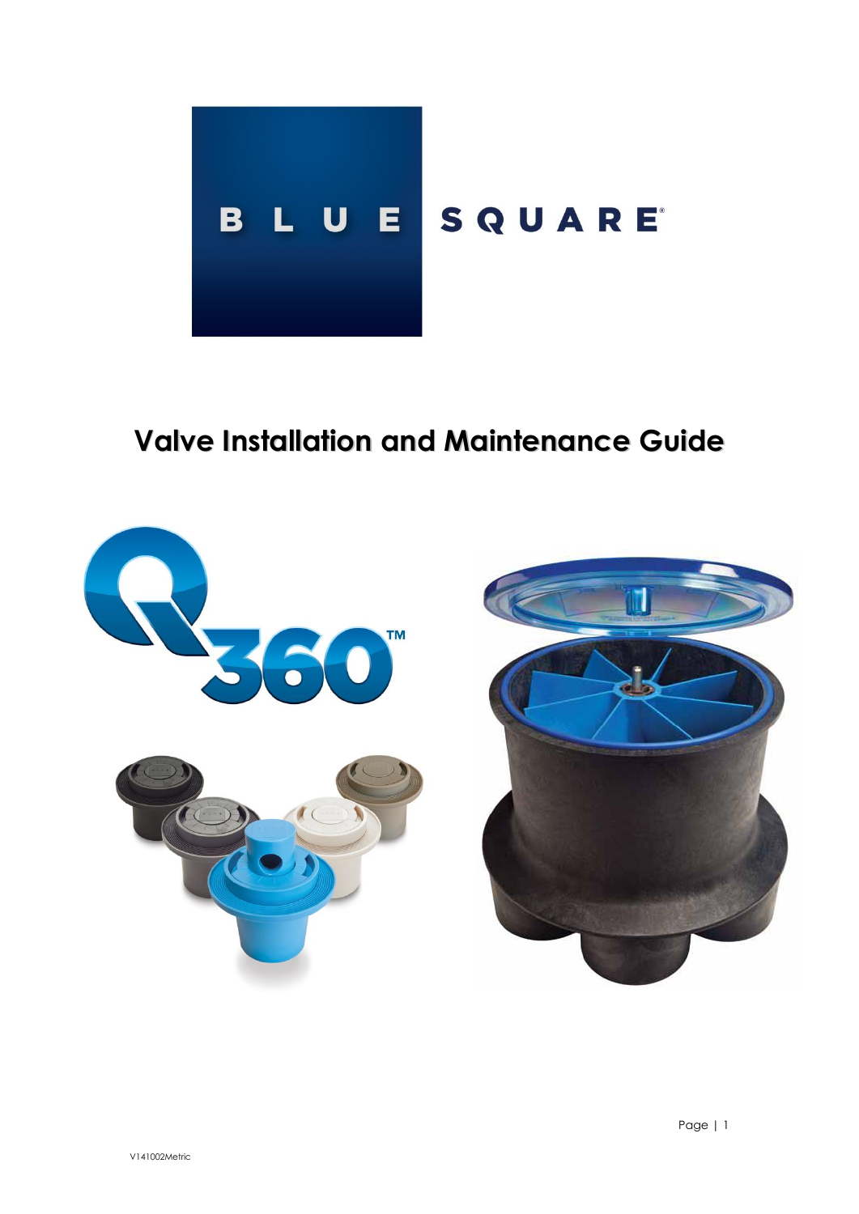BLUE SQUARE®

# Valve Installation and Maintenance Guide

Q360™

V141002Metric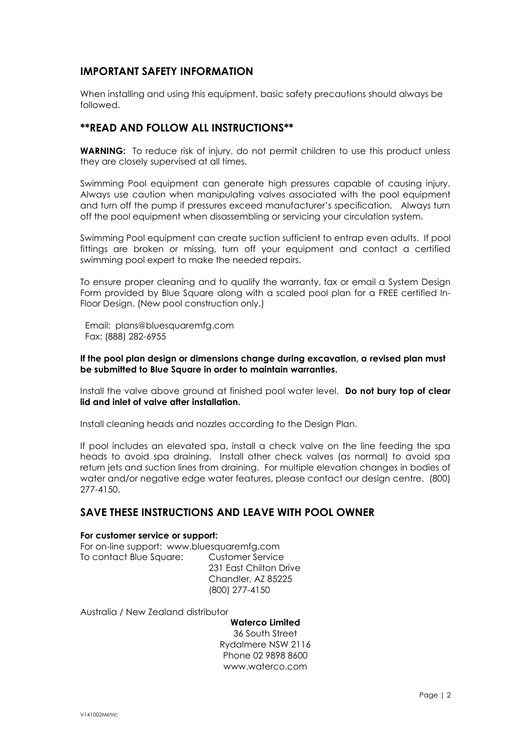## IMPORTANT SAFETY INFORMATION

When installing and using this equipment, basic safety precautions should always be followed.

## **READ AND FOLLOW ALL INSTRUCTIONS**

**WARNING:** To reduce risk of injury, do not permit children to use this product unless they are closely supervised at all times.

Swimming Pool equipment can generate high pressures capable of causing injury. Always use caution when manipulating valves associated with the pool equipment and turn off the pump if pressures exceed manufacturer's specification. Always turn off the pool equipment when disassembling or servicing your circulation system.

Swimming Pool equipment can create suction sufficient to entrap even adults. If pool fittings are broken or missing, turn off your equipment and contact a certified swimming pool expert to make the needed repairs.

To ensure proper cleaning and to qualify the warranty, fax or email a System Design Form provided by Blue Square along with a scaled pool plan for a FREE certified In-Floor Design. (New pool construction only.)

Email: plans@bluesquaremfg.com
Fax: (888) 282-6955

**If the pool plan design or dimensions change during excavation, a revised plan must be submitted to Blue Square in order to maintain warranties.**

Install the valve above ground at finished pool water level. **Do not bury top of clear lid and inlet of valve after installation.**

Install cleaning heads and nozzles according to the Design Plan.

If pool includes an elevated spa, install a check valve on the line feeding the spa heads to avoid spa draining. Install other check valves (as normal) to avoid spa return jets and suction lines from draining. For multiple elevation changes in bodies of water and/or negative edge water features, please contact our design centre. (800) 277-4150.

## SAVE THESE INSTRUCTIONS AND LEAVE WITH POOL OWNER

**For customer service or support:**

For on-line support: www.bluesquaremfg.com

To contact Blue Square: Customer Service
231 East Chilton Drive
Chandler, AZ 85225
(800) 277-4150

Australia / New Zealand distributor

**Waterco Limited**
36 South Street
Rydalmere NSW 2116
Phone 02 9898 8600
www.waterco.com

V141002Metric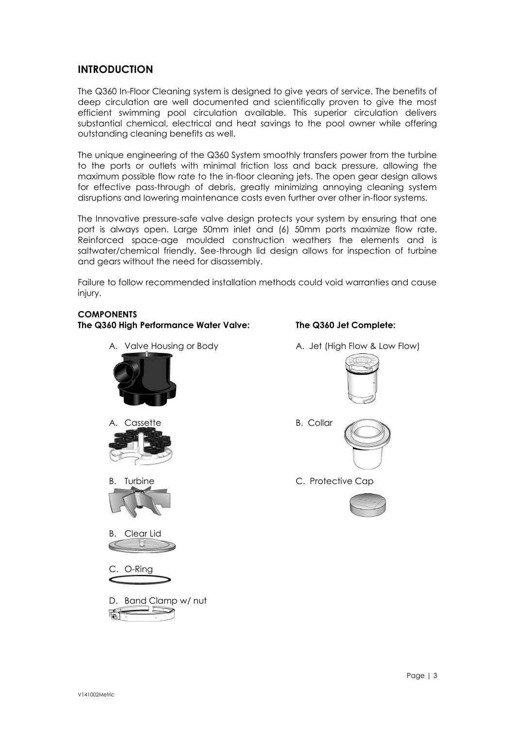## INTRODUCTION

The Q360 In-Floor Cleaning system is designed to give years of service. The benefits of deep circulation are well documented and scientifically proven to give the most efficient swimming pool circulation available. This superior circulation delivers substantial chemical, electrical and heat savings to the pool owner while offering outstanding cleaning benefits as well.

The unique engineering of the Q360 System smoothly transfers power from the turbine to the ports or outlets with minimal friction loss and back pressure, allowing the maximum possible flow rate to the in-floor cleaning jets. The open gear design allows for effective pass-through of debris, greatly minimizing annoying cleaning system disruptions and lowering maintenance costs even further over other in-floor systems.

The Innovative pressure-safe valve design protects your system by ensuring that one port is always open. Large 50mm inlet and (6) 50mm ports maximize flow rate. Reinforced space-age moulded construction weathers the elements and is saltwater/chemical friendly. See-through lid design allows for inspection of turbine and gears without the need for disassembly.

Failure to follow recommended installation methods could void warranties and cause injury.

**COMPONENTS**

**The Q360 High Performance Water Valve:**

A. Valve Housing or Body

A. Cassette

B. Turbine

B. Clear Lid

C. O-Ring

D. Band Clamp w/ nut

**The Q360 Jet Complete:**

A. Jet (High Flow & Low Flow)

B. Collar

C. Protective Cap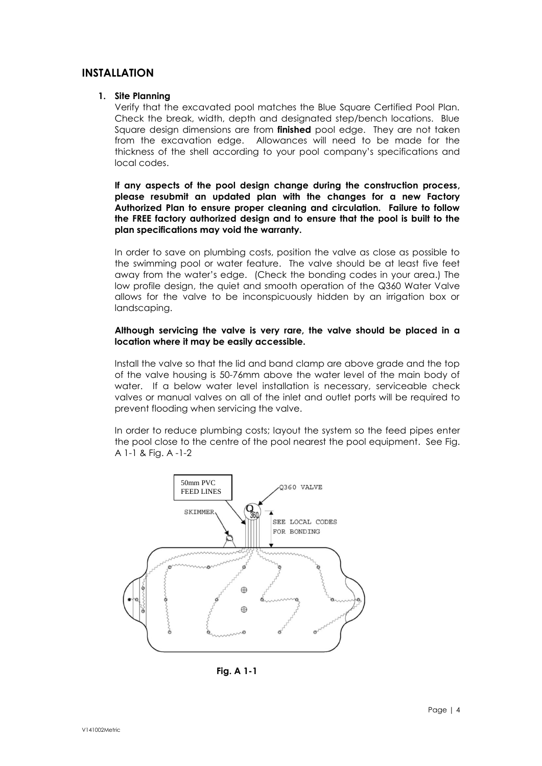## INSTALLATION

1. **Site Planning**

   Verify that the excavated pool matches the Blue Square Certified Pool Plan. Check the break, width, depth and designated step/bench locations. Blue Square design dimensions are from **finished** pool edge. They are not taken from the excavation edge. Allowances will need to be made for the thickness of the shell according to your pool company's specifications and local codes.

   **If any aspects of the pool design change during the construction process, please resubmit an updated plan with the changes for a new Factory Authorized Plan to ensure proper cleaning and circulation. Failure to follow the FREE factory authorized design and to ensure that the pool is built to the plan specifications may void the warranty.**

   In order to save on plumbing costs, position the valve as close as possible to the swimming pool or water feature. The valve should be at least five feet away from the water's edge. (Check the bonding codes in your area.) The low profile design, the quiet and smooth operation of the Q360 Water Valve allows for the valve to be inconspicuously hidden by an irrigation box or landscaping.

   **Although servicing the valve is very rare, the valve should be placed in a location where it may be easily accessible.**

   Install the valve so that the lid and band clamp are above grade and the top of the valve housing is 50-76mm above the water level of the main body of water. If a below water level installation is necessary, serviceable check valves or manual valves on all of the inlet and outlet ports will be required to prevent flooding when servicing the valve.

   In order to reduce plumbing costs; layout the system so the feed pipes enter the pool close to the centre of the pool nearest the pool equipment. See Fig. A 1-1 & Fig. A -1-2

**Fig. A 1-1**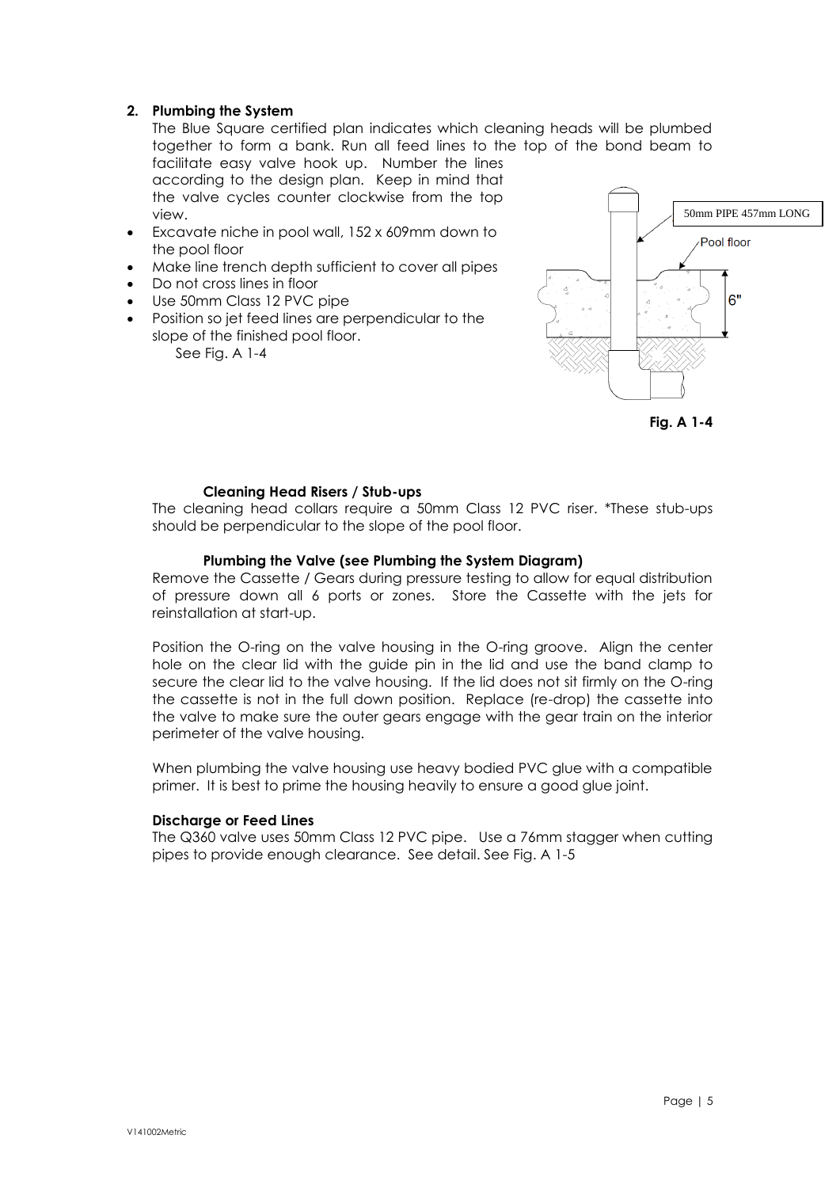## 2. Plumbing the System

The Blue Square certified plan indicates which cleaning heads will be plumbed together to form a bank. Run all feed lines to the top of the bond beam to facilitate easy valve hook up. Number the lines according to the design plan. Keep in mind that the valve cycles counter clockwise from the top view.

- Excavate niche in pool wall, 152 x 609mm down to the pool floor
- Make line trench depth sufficient to cover all pipes
- Do not cross lines in floor
- Use 50mm Class 12 PVC pipe
- Position so jet feed lines are perpendicular to the slope of the finished pool floor.

  See Fig. A 1-4

50mm PIPE 457mm LONG

Pool floor

6"

**Fig. A 1-4**

### Cleaning Head Risers / Stub-ups

The cleaning head collars require a 50mm Class 12 PVC riser. *These stub-ups should be perpendicular to the slope of the pool floor.

### Plumbing the Valve (see Plumbing the System Diagram)

Remove the Cassette / Gears during pressure testing to allow for equal distribution of pressure down all 6 ports or zones. Store the Cassette with the jets for reinstallation at start-up.

Position the O-ring on the valve housing in the O-ring groove. Align the center hole on the clear lid with the guide pin in the lid and use the band clamp to secure the clear lid to the valve housing. If the lid does not sit firmly on the O-ring the cassette is not in the full down position. Replace (re-drop) the cassette into the valve to make sure the outer gears engage with the gear train on the interior perimeter of the valve housing.

When plumbing the valve housing use heavy bodied PVC glue with a compatible primer. It is best to prime the housing heavily to ensure a good glue joint.

### Discharge or Feed Lines

The Q360 valve uses 50mm Class 12 PVC pipe. Use a 76mm stagger when cutting pipes to provide enough clearance. See detail. See Fig. A 1-5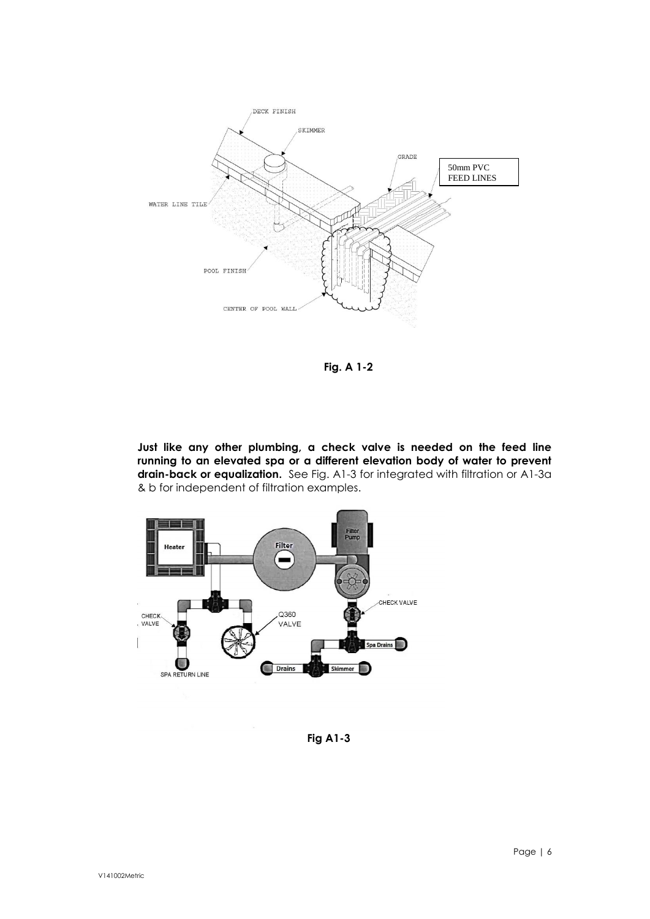Fig. A 1-2

**Just like any other plumbing, a check valve is needed on the feed line running to an elevated spa or a different elevation body of water to prevent drain-back or equalization.** See Fig. A1-3 for integrated with filtration or A1-3a & b for independent of filtration examples.

Fig A1-3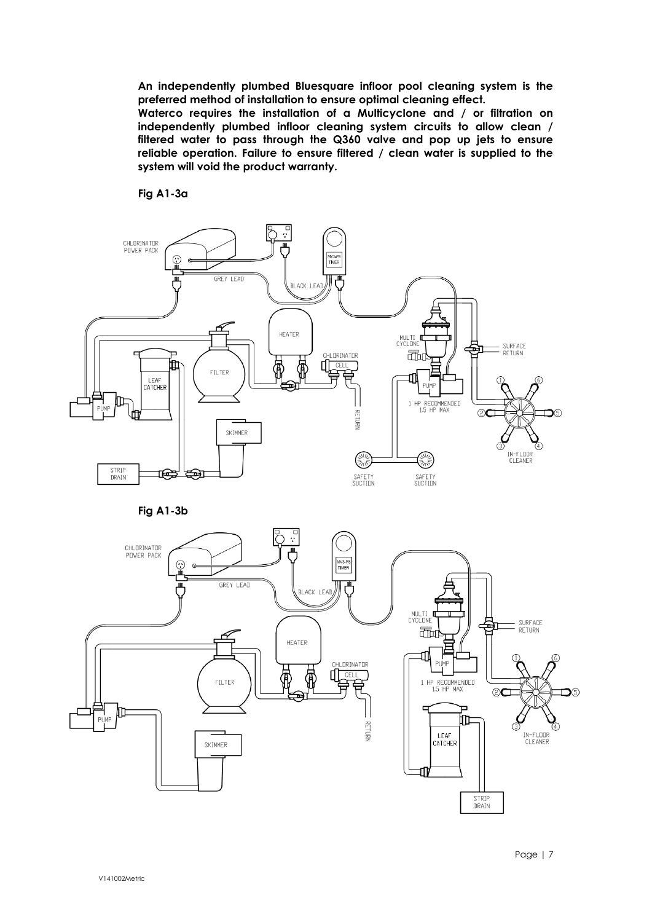**An independently plumbed Bluesquare infloor pool cleaning system is the preferred method of installation to ensure optimal cleaning effect.**
**Waterco requires the installation of a Multicyclone and / or filtration on independently plumbed infloor cleaning system circuits to allow clean / filtered water to pass through the Q360 valve and pop up jets to ensure reliable operation. Failure to ensure filtered / clean water is supplied to the system will void the product warranty.**

**Fig A1-3a**

CHLORINATOR POWER PACK, GREY LEAD, BLACK LEAD, MV3-PS TIMER, HEATER, FILTER, LEAF CATCHER, PUMP, CHLORINATOR CELL, RETURN, SKIMMER, STRIP DRAIN, MULTI CYCLONE, PUMP, 1 HP RECOMMENDED 1.5 HP MAX, SURFACE RETURN, IN-FLOOR CLEANER, SAFETY SUCTION, SAFETY SUCTION

**Fig A1-3b**

CHLORINATOR POWER PACK, GREY LEAD, BLACK LEAD, MV3-PS TIMER, HEATER, FILTER, PUMP, CHLORINATOR CELL, RETURN, SKIMMER, MULTI CYCLONE, PUMP, 1 HP RECOMMENDED 1.5 HP MAX, SURFACE RETURN, IN-FLOOR CLEANER, LEAF CATCHER, STRIP DRAIN

V141002Metric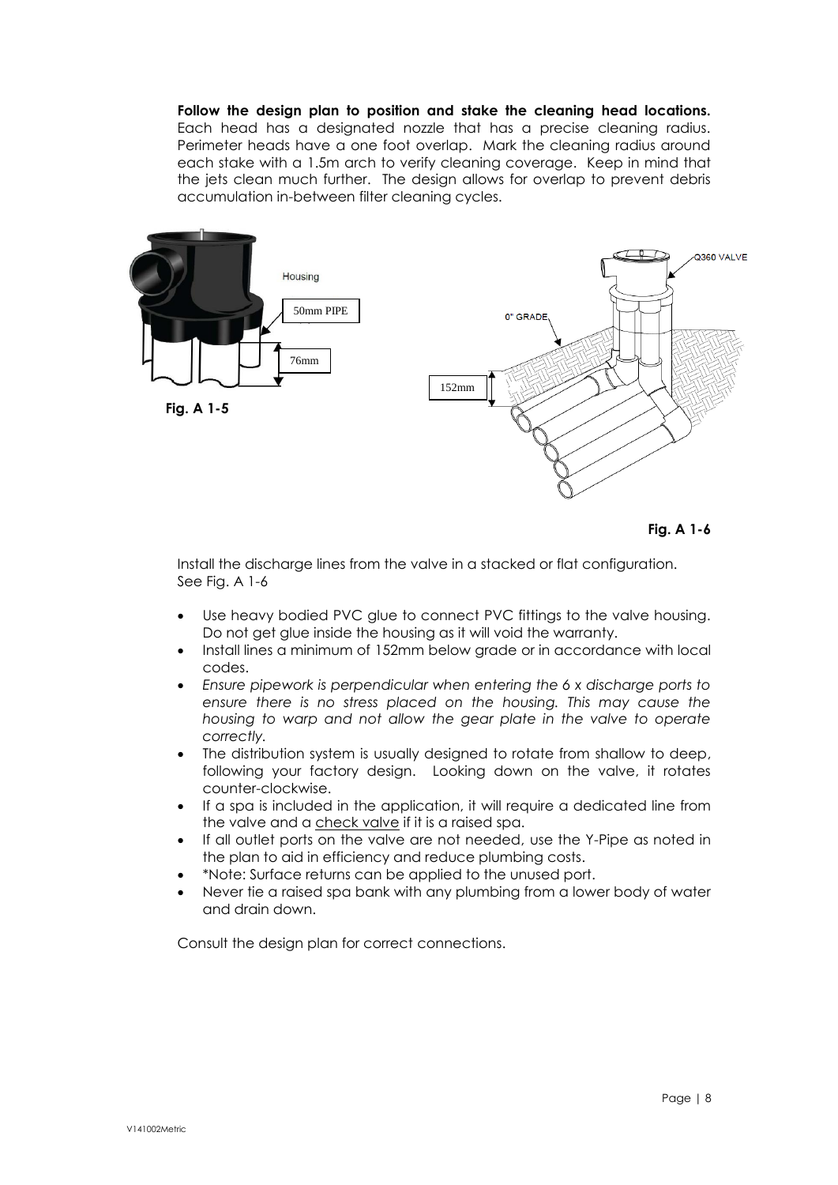**Follow the design plan to position and stake the cleaning head locations.** Each head has a designated nozzle that has a precise cleaning radius. Perimeter heads have a one foot overlap. Mark the cleaning radius around each stake with a 1.5m arch to verify cleaning coverage. Keep in mind that the jets clean much further. The design allows for overlap to prevent debris accumulation in-between filter cleaning cycles.

**Fig. A 1-5**

**Fig. A 1-6**

Install the discharge lines from the valve in a stacked or flat configuration. See Fig. A 1-6

- Use heavy bodied PVC glue to connect PVC fittings to the valve housing. Do not get glue inside the housing as it will void the warranty.
- Install lines a minimum of 152mm below grade or in accordance with local codes.
- *Ensure pipework is perpendicular when entering the 6 x discharge ports to ensure there is no stress placed on the housing. This may cause the housing to warp and not allow the gear plate in the valve to operate correctly.*
- The distribution system is usually designed to rotate from shallow to deep, following your factory design. Looking down on the valve, it rotates counter-clockwise.
- If a spa is included in the application, it will require a dedicated line from the valve and a check valve if it is a raised spa.
- If all outlet ports on the valve are not needed, use the Y-Pipe as noted in the plan to aid in efficiency and reduce plumbing costs.
- *Note: Surface returns can be applied to the unused port.
- Never tie a raised spa bank with any plumbing from a lower body of water and drain down.

Consult the design plan for correct connections.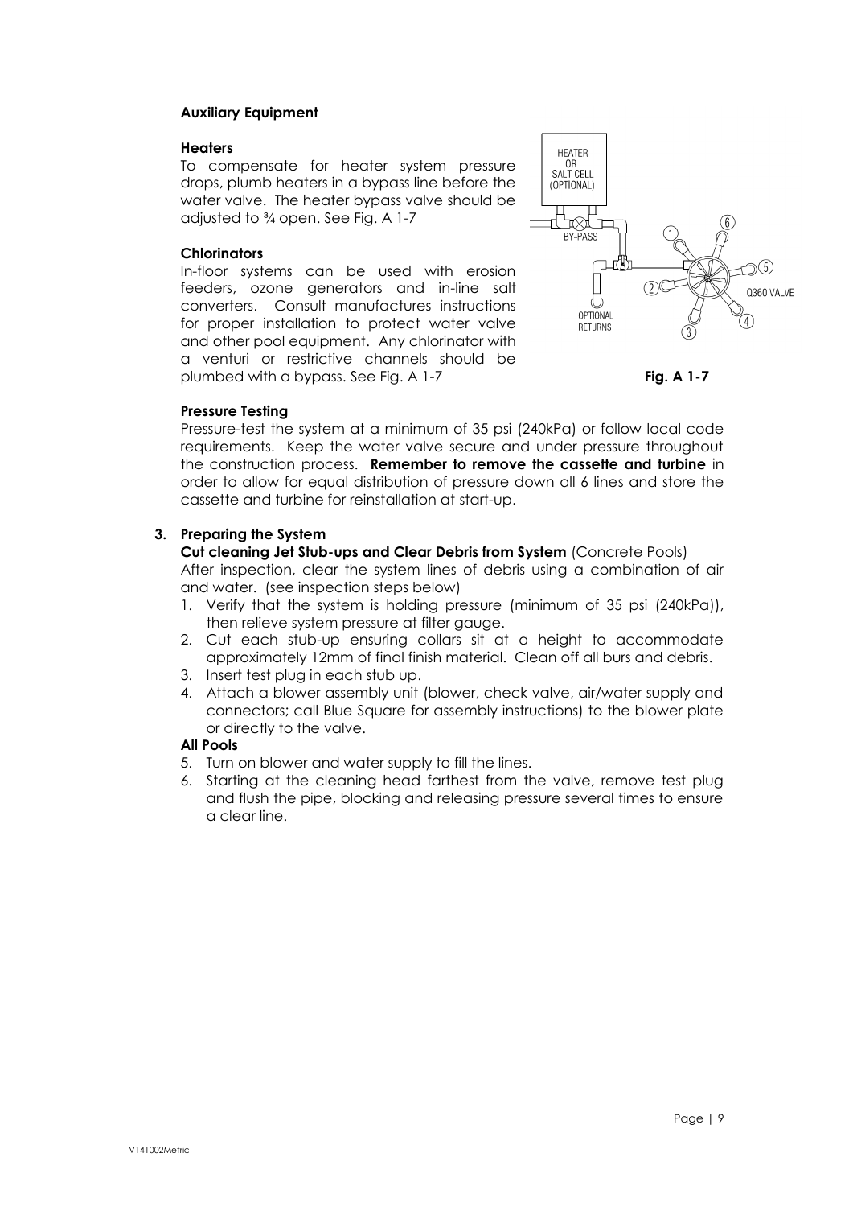### Auxiliary Equipment

#### Heaters

To compensate for heater system pressure drops, plumb heaters in a bypass line before the water valve. The heater bypass valve should be adjusted to ¾ open. See Fig. A 1-7

#### Chlorinators

In-floor systems can be used with erosion feeders, ozone generators and in-line salt converters. Consult manufactures instructions for proper installation to protect water valve and other pool equipment. Any chlorinator with a venturi or restrictive channels should be plumbed with a bypass. See Fig. A 1-7

**Fig. A 1-7**

#### Pressure Testing

Pressure-test the system at a minimum of 35 psi (240kPa) or follow local code requirements. Keep the water valve secure and under pressure throughout the construction process. **Remember to remove the cassette and turbine** in order to allow for equal distribution of pressure down all 6 lines and store the cassette and turbine for reinstallation at start-up.

### 3. Preparing the System

**Cut cleaning Jet Stub-ups and Clear Debris from System** (Concrete Pools)

After inspection, clear the system lines of debris using a combination of air and water. (see inspection steps below)

1. Verify that the system is holding pressure (minimum of 35 psi (240kPa)), then relieve system pressure at filter gauge.
2. Cut each stub-up ensuring collars sit at a height to accommodate approximately 12mm of final finish material. Clean off all burs and debris.
3. Insert test plug in each stub up.
4. Attach a blower assembly unit (blower, check valve, air/water supply and connectors; call Blue Square for assembly instructions) to the blower plate or directly to the valve.

**All Pools**

5. Turn on blower and water supply to fill the lines.
6. Starting at the cleaning head farthest from the valve, remove test plug and flush the pipe, blocking and releasing pressure several times to ensure a clear line.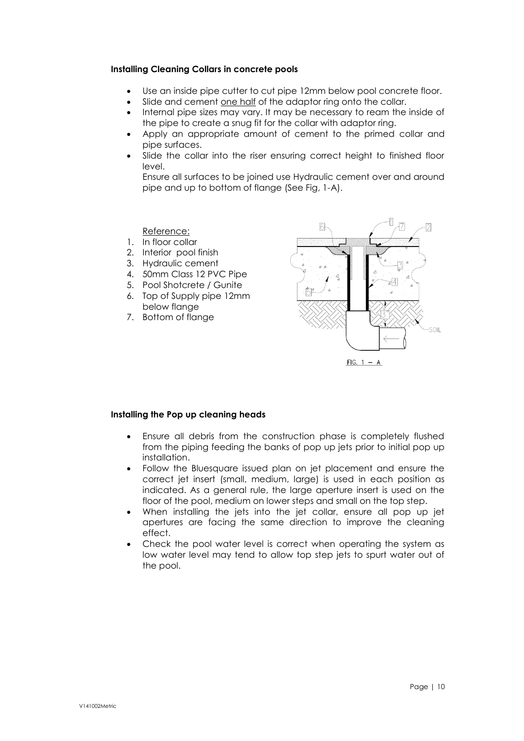### Installing Cleaning Collars in concrete pools

- Use an inside pipe cutter to cut pipe 12mm below pool concrete floor.
- Slide and cement one half of the adaptor ring onto the collar.
- Internal pipe sizes may vary. It may be necessary to ream the inside of the pipe to create a snug fit for the collar with adaptor ring.
- Apply an appropriate amount of cement to the primed collar and pipe surfaces.
- Slide the collar into the riser ensuring correct height to finished floor level.

  Ensure all surfaces to be joined use Hydraulic cement over and around pipe and up to bottom of flange (See Fig, 1-A).

Reference:

1. In floor collar
2. Interior pool finish
3. Hydraulic cement
4. 50mm Class 12 PVC Pipe
5. Pool Shotcrete / Gunite
6. Top of Supply pipe 12mm below flange
7. Bottom of flange

FIG. 1 – A

### Installing the Pop up cleaning heads

- Ensure all debris from the construction phase is completely flushed from the piping feeding the banks of pop up jets prior to initial pop up installation.
- Follow the Bluesquare issued plan on jet placement and ensure the correct jet insert (small, medium, large) is used in each position as indicated. As a general rule, the large aperture insert is used on the floor of the pool, medium on lower steps and small on the top step.
- When installing the jets into the jet collar, ensure all pop up jet apertures are facing the same direction to improve the cleaning effect.
- Check the pool water level is correct when operating the system as low water level may tend to allow top step jets to spurt water out of the pool.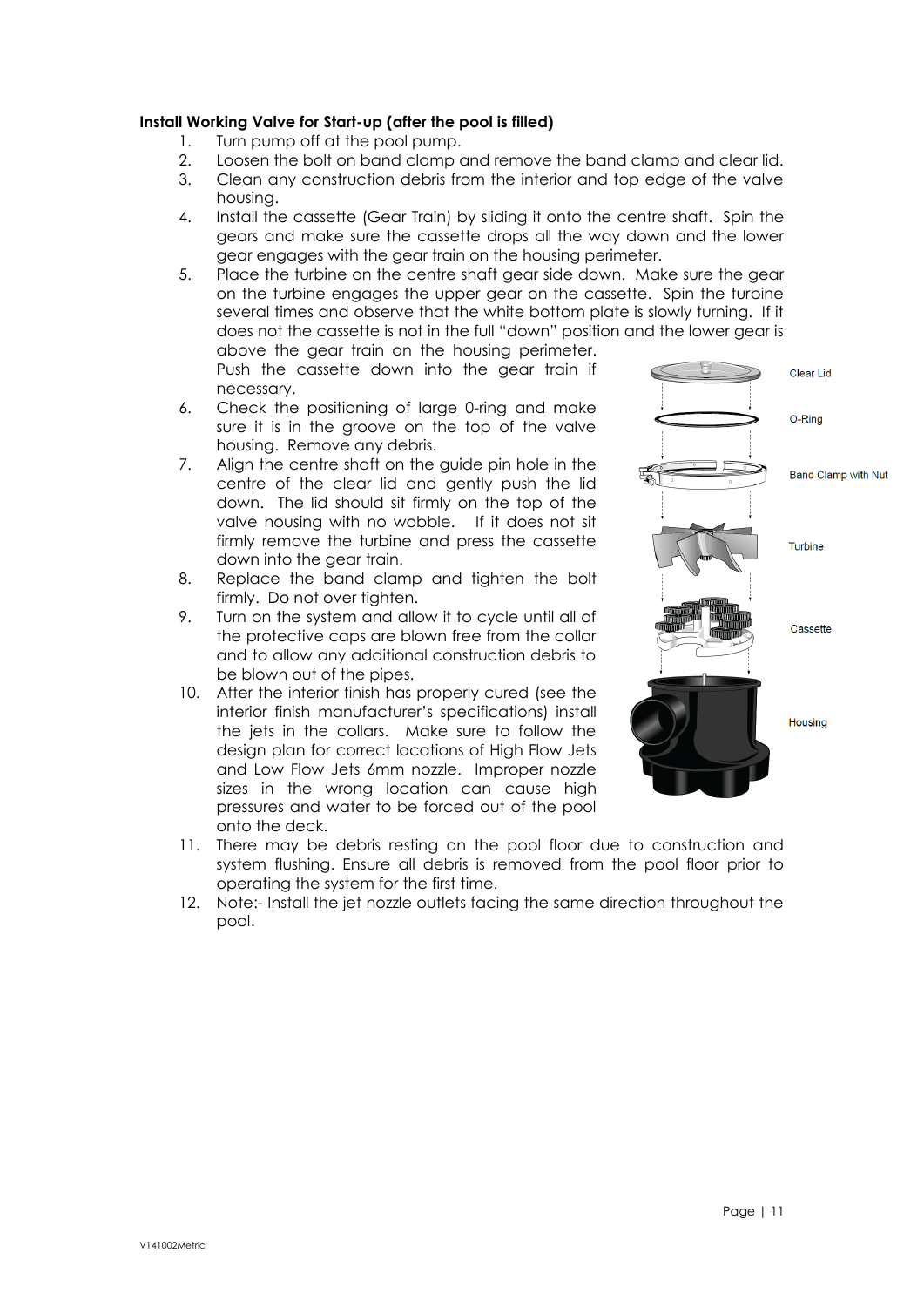**Install Working Valve for Start-up (after the pool is filled)**

1. Turn pump off at the pool pump.
2. Loosen the bolt on band clamp and remove the band clamp and clear lid.
3. Clean any construction debris from the interior and top edge of the valve housing.
4. Install the cassette (Gear Train) by sliding it onto the centre shaft. Spin the gears and make sure the cassette drops all the way down and the lower gear engages with the gear train on the housing perimeter.
5. Place the turbine on the centre shaft gear side down. Make sure the gear on the turbine engages the upper gear on the cassette. Spin the turbine several times and observe that the white bottom plate is slowly turning. If it does not the cassette is not in the full "down" position and the lower gear is above the gear train on the housing perimeter. Push the cassette down into the gear train if necessary.
6. Check the positioning of large 0-ring and make sure it is in the groove on the top of the valve housing. Remove any debris.
7. Align the centre shaft on the guide pin hole in the centre of the clear lid and gently push the lid down. The lid should sit firmly on the top of the valve housing with no wobble. If it does not sit firmly remove the turbine and press the cassette down into the gear train.
8. Replace the band clamp and tighten the bolt firmly. Do not over tighten.
9. Turn on the system and allow it to cycle until all of the protective caps are blown free from the collar and to allow any additional construction debris to be blown out of the pipes.
10. After the interior finish has properly cured (see the interior finish manufacturer's specifications) install the jets in the collars. Make sure to follow the design plan for correct locations of High Flow Jets and Low Flow Jets 6mm nozzle. Improper nozzle sizes in the wrong location can cause high pressures and water to be forced out of the pool onto the deck.
11. There may be debris resting on the pool floor due to construction and system flushing. Ensure all debris is removed from the pool floor prior to operating the system for the first time.
12. Note:- Install the jet nozzle outlets facing the same direction throughout the pool.

Clear Lid

O-Ring

Band Clamp with Nut

Turbine

Cassette

Housing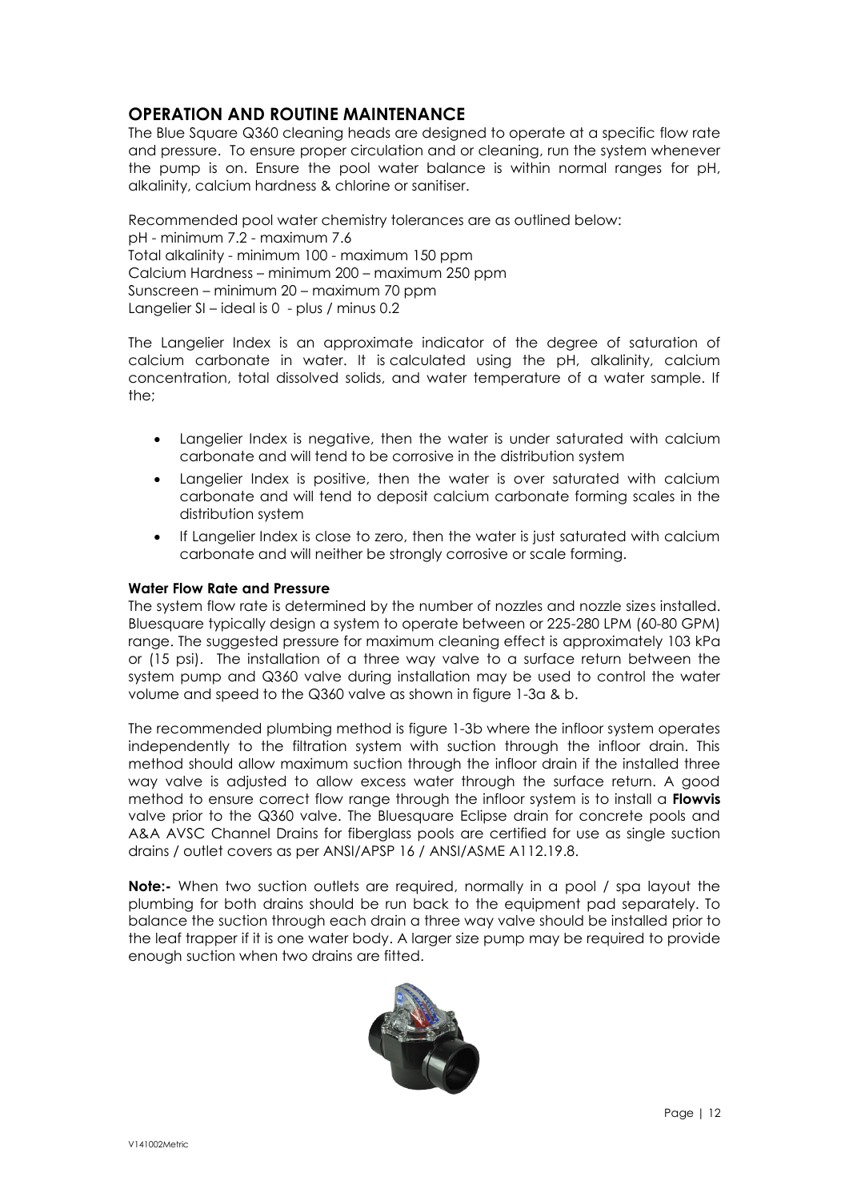## OPERATION AND ROUTINE MAINTENANCE

The Blue Square Q360 cleaning heads are designed to operate at a specific flow rate and pressure. To ensure proper circulation and or cleaning, run the system whenever the pump is on. Ensure the pool water balance is within normal ranges for pH, alkalinity, calcium hardness & chlorine or sanitiser.

Recommended pool water chemistry tolerances are as outlined below:
pH - minimum 7.2 - maximum 7.6
Total alkalinity - minimum 100 - maximum 150 ppm
Calcium Hardness – minimum 200 – maximum 250 ppm
Sunscreen – minimum 20 – maximum 70 ppm
Langelier SI – ideal is 0 - plus / minus 0.2

The Langelier Index is an approximate indicator of the degree of saturation of calcium carbonate in water. It is calculated using the pH, alkalinity, calcium concentration, total dissolved solids, and water temperature of a water sample. If the;

- Langelier Index is negative, then the water is under saturated with calcium carbonate and will tend to be corrosive in the distribution system
- Langelier Index is positive, then the water is over saturated with calcium carbonate and will tend to deposit calcium carbonate forming scales in the distribution system
- If Langelier Index is close to zero, then the water is just saturated with calcium carbonate and will neither be strongly corrosive or scale forming.

**Water Flow Rate and Pressure**

The system flow rate is determined by the number of nozzles and nozzle sizes installed. Bluesquare typically design a system to operate between or 225-280 LPM (60-80 GPM) range. The suggested pressure for maximum cleaning effect is approximately 103 kPa or (15 psi). The installation of a three way valve to a surface return between the system pump and Q360 valve during installation may be used to control the water volume and speed to the Q360 valve as shown in figure 1-3a & b.

The recommended plumbing method is figure 1-3b where the infloor system operates independently to the filtration system with suction through the infloor drain. This method should allow maximum suction through the infloor drain if the installed three way valve is adjusted to allow excess water through the surface return. A good method to ensure correct flow range through the infloor system is to install a **Flowvis** valve prior to the Q360 valve. The Bluesquare Eclipse drain for concrete pools and A&A AVSC Channel Drains for fiberglass pools are certified for use as single suction drains / outlet covers as per ANSI/APSP 16 / ANSI/ASME A112.19.8.

**Note:-** When two suction outlets are required, normally in a pool / spa layout the plumbing for both drains should be run back to the equipment pad separately. To balance the suction through each drain a three way valve should be installed prior to the leaf trapper if it is one water body. A larger size pump may be required to provide enough suction when two drains are fitted.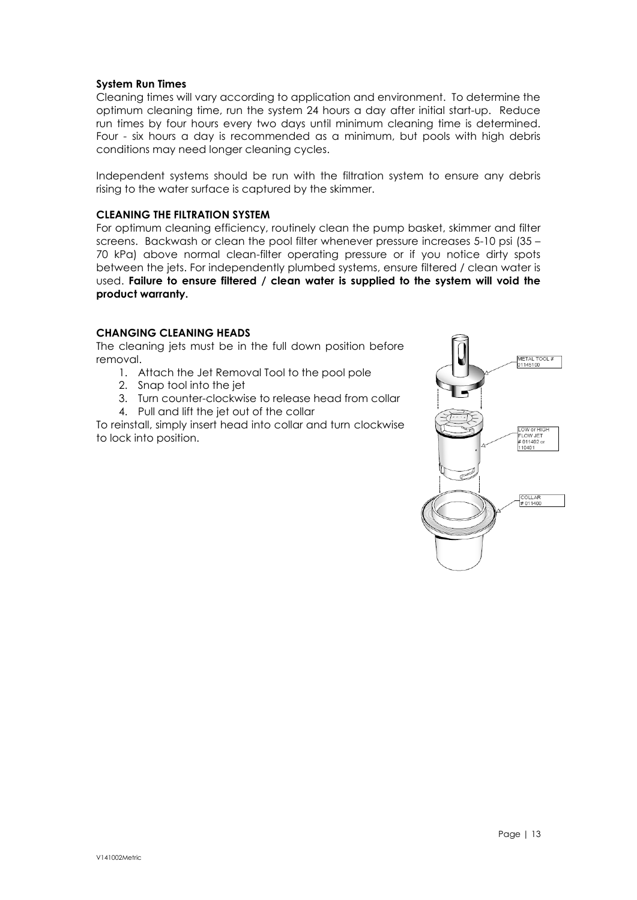**System Run Times**

Cleaning times will vary according to application and environment. To determine the optimum cleaning time, run the system 24 hours a day after initial start-up. Reduce run times by four hours every two days until minimum cleaning time is determined. Four - six hours a day is recommended as a minimum, but pools with high debris conditions may need longer cleaning cycles.

Independent systems should be run with the filtration system to ensure any debris rising to the water surface is captured by the skimmer.

**CLEANING THE FILTRATION SYSTEM**

For optimum cleaning efficiency, routinely clean the pump basket, skimmer and filter screens. Backwash or clean the pool filter whenever pressure increases 5-10 psi (35 – 70 kPa) above normal clean-filter operating pressure or if you notice dirty spots between the jets. For independently plumbed systems, ensure filtered / clean water is used. **Failure to ensure filtered / clean water is supplied to the system will void the product warranty.**

**CHANGING CLEANING HEADS**

The cleaning jets must be in the full down position before removal.

1. Attach the Jet Removal Tool to the pool pole
2. Snap tool into the jet
3. Turn counter-clockwise to release head from collar
4. Pull and lift the jet out of the collar

To reinstall, simply insert head into collar and turn clockwise to lock into position.

METAL TOOL # 01145100

LOW or HIGH FLOW JET # 011402 or 110401

COLLAR # 011400

V141002Metric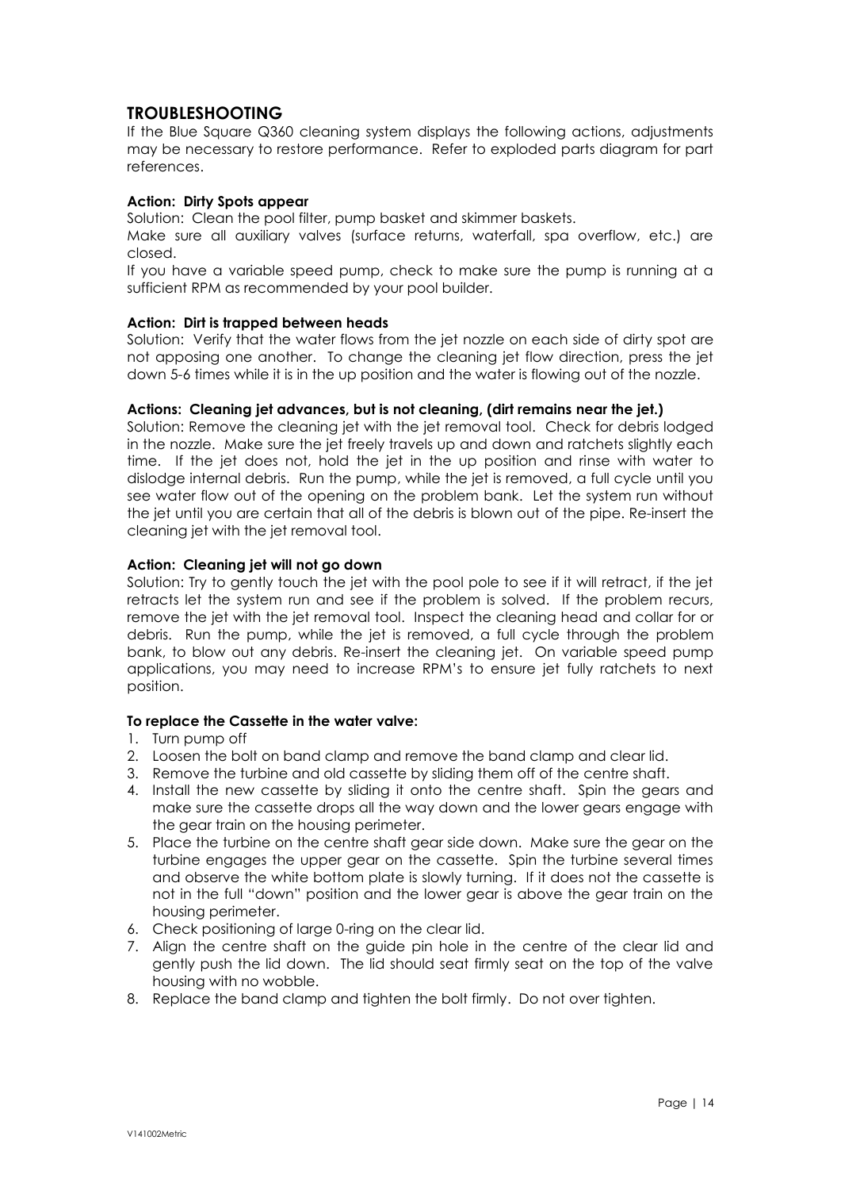## TROUBLESHOOTING

If the Blue Square Q360 cleaning system displays the following actions, adjustments may be necessary to restore performance. Refer to exploded parts diagram for part references.

**Action: Dirty Spots appear**

Solution: Clean the pool filter, pump basket and skimmer baskets.

Make sure all auxiliary valves (surface returns, waterfall, spa overflow, etc.) are closed.

If you have a variable speed pump, check to make sure the pump is running at a sufficient RPM as recommended by your pool builder.

**Action: Dirt is trapped between heads**

Solution: Verify that the water flows from the jet nozzle on each side of dirty spot are not apposing one another. To change the cleaning jet flow direction, press the jet down 5-6 times while it is in the up position and the water is flowing out of the nozzle.

**Actions: Cleaning jet advances, but is not cleaning, (dirt remains near the jet.)**

Solution: Remove the cleaning jet with the jet removal tool. Check for debris lodged in the nozzle. Make sure the jet freely travels up and down and ratchets slightly each time. If the jet does not, hold the jet in the up position and rinse with water to dislodge internal debris. Run the pump, while the jet is removed, a full cycle until you see water flow out of the opening on the problem bank. Let the system run without the jet until you are certain that all of the debris is blown out of the pipe. Re-insert the cleaning jet with the jet removal tool.

**Action: Cleaning jet will not go down**

Solution: Try to gently touch the jet with the pool pole to see if it will retract, if the jet retracts let the system run and see if the problem is solved. If the problem recurs, remove the jet with the jet removal tool. Inspect the cleaning head and collar for or debris. Run the pump, while the jet is removed, a full cycle through the problem bank, to blow out any debris. Re-insert the cleaning jet. On variable speed pump applications, you may need to increase RPM's to ensure jet fully ratchets to next position.

**To replace the Cassette in the water valve:**

1. Turn pump off
2. Loosen the bolt on band clamp and remove the band clamp and clear lid.
3. Remove the turbine and old cassette by sliding them off of the centre shaft.
4. Install the new cassette by sliding it onto the centre shaft. Spin the gears and make sure the cassette drops all the way down and the lower gears engage with the gear train on the housing perimeter.
5. Place the turbine on the centre shaft gear side down. Make sure the gear on the turbine engages the upper gear on the cassette. Spin the turbine several times and observe the white bottom plate is slowly turning. If it does not the cassette is not in the full "down" position and the lower gear is above the gear train on the housing perimeter.
6. Check positioning of large 0-ring on the clear lid.
7. Align the centre shaft on the guide pin hole in the centre of the clear lid and gently push the lid down. The lid should seat firmly seat on the top of the valve housing with no wobble.
8. Replace the band clamp and tighten the bolt firmly. Do not over tighten.

V141002Metric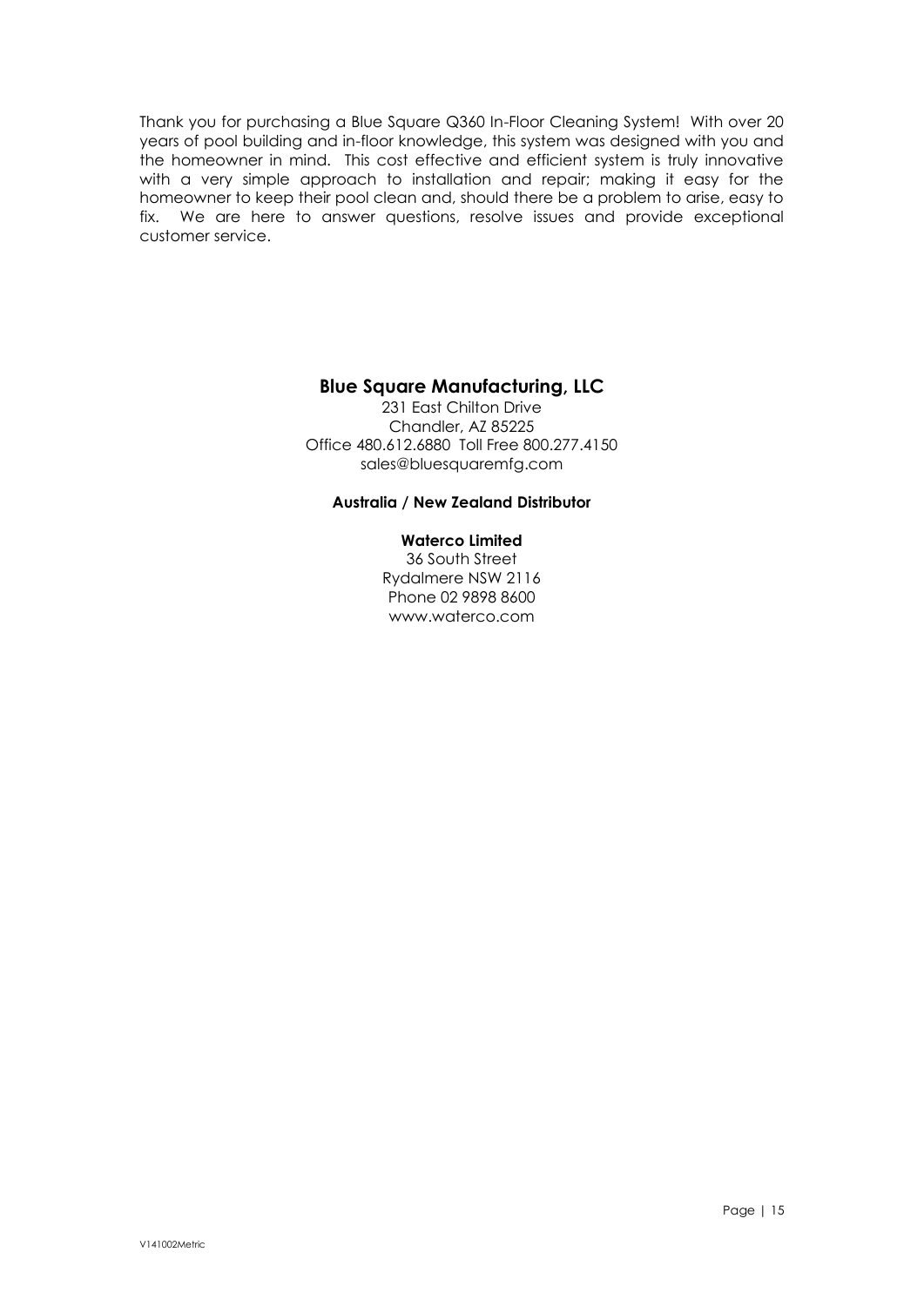Thank you for purchasing a Blue Square Q360 In-Floor Cleaning System! With over 20 years of pool building and in-floor knowledge, this system was designed with you and the homeowner in mind. This cost effective and efficient system is truly innovative with a very simple approach to installation and repair; making it easy for the homeowner to keep their pool clean and, should there be a problem to arise, easy to fix. We are here to answer questions, resolve issues and provide exceptional customer service.

## Blue Square Manufacturing, LLC

231 East Chilton Drive
Chandler, AZ 85225
Office 480.612.6880 Toll Free 800.277.4150
sales@bluesquaremfg.com

**Australia / New Zealand Distributor**

**Waterco Limited**
36 South Street
Rydalmere NSW 2116
Phone 02 9898 8600
www.waterco.com

V141002Metric